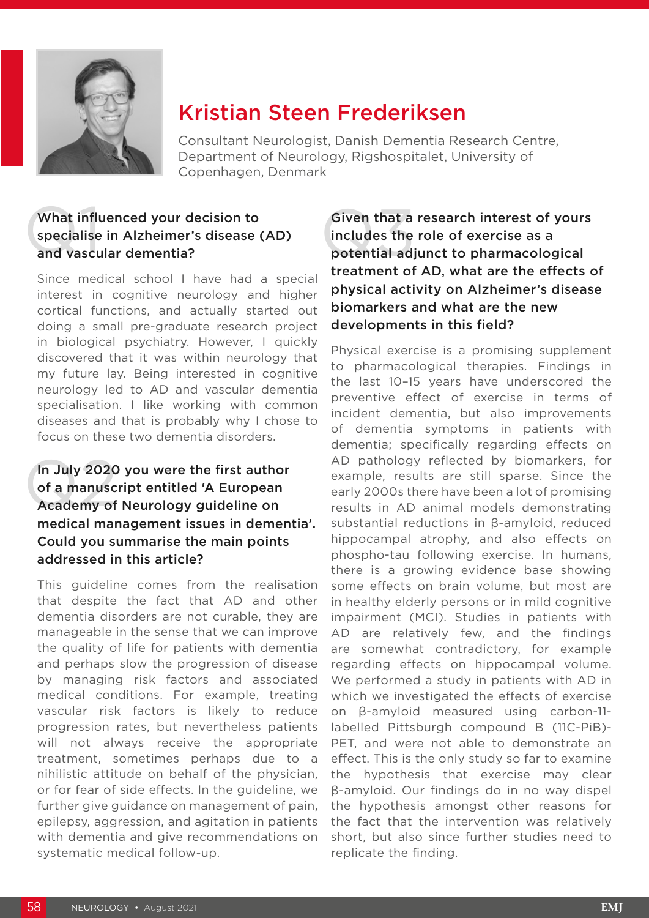# Kristian Steen Frederiksen

Consultant Neurologist, Danish Dementia Research Centre, Department of Neurology, Rigshospitalet, University of Copenhagen, Denmark

**What influenced your decision to specialise in Alzheimer's disease (AD) and vascular dementia?**

Since medical school I have had a special interest in cognitive neurology and higher cortical functions, and actually started out doing a small pre-graduate research project in biological psychiatry. However, I quickly discovered that it was within neurology that my future lay. Being interested in cognitive neurology led to AD and vascular dementia specialisation. I like working with common diseases and that is probably why I chose to focus on these two dementia disorders.

**In July 2020 you were the first author of a manuscript entitled 'A European Academy of Neurology guideline on medical management issues in dementia'. Could you summarise the main points addressed in this article?**

This guideline comes from the realisation that despite the fact that AD and other dementia disorders are not curable, they are manageable in the sense that we can improve the quality of life for patients with dementia and perhaps slow the progression of disease by managing risk factors and associated medical conditions. For example, treating vascular risk factors is likely to reduce progression rates, but nevertheless patients will not always receive the appropriate treatment, sometimes perhaps due to a nihilistic attitude on behalf of the physician, or for fear of side effects. In the guideline, we further give guidance on management of pain, epilepsy, aggression, and agitation in patients with dementia and give recommendations on systematic medical follow-up.

**Given that a research interest of yours includes the role of exercise as a potential adjunct to pharmacological treatment of AD, what are the effects of physical activity on Alzheimer's disease biomarkers and what are the new developments in this field?**

Physical exercise is a promising supplement to pharmacological therapies. Findings in the last 10–15 years have underscored the preventive effect of exercise in terms of incident dementia, but also improvements of dementia symptoms in patients with dementia; specifically regarding effects on AD pathology reflected by biomarkers, for example, results are still sparse. Since the early 2000s there have been a lot of promising results in AD animal models demonstrating substantial reductions in β-amyloid, reduced hippocampal atrophy, and also effects on phospho-tau following exercise. In humans, there is a growing evidence base showing some effects on brain volume, but most are in healthy elderly persons or in mild cognitive impairment (MCI). Studies in patients with AD are relatively few, and the findings are somewhat contradictory, for example regarding effects on hippocampal volume. We performed a study in patients with AD in which we investigated the effects of exercise on β-amyloid measured using carbon-11-labelled Pittsburgh compound B (11C-PiB)-PET, and were not able to demonstrate an effect. This is the only study so far to examine the hypothesis that exercise may clear β-amyloid. Our findings do in no way dispel the hypothesis amongst other reasons for the fact that the intervention was relatively short, but also since further studies need to replicate the finding.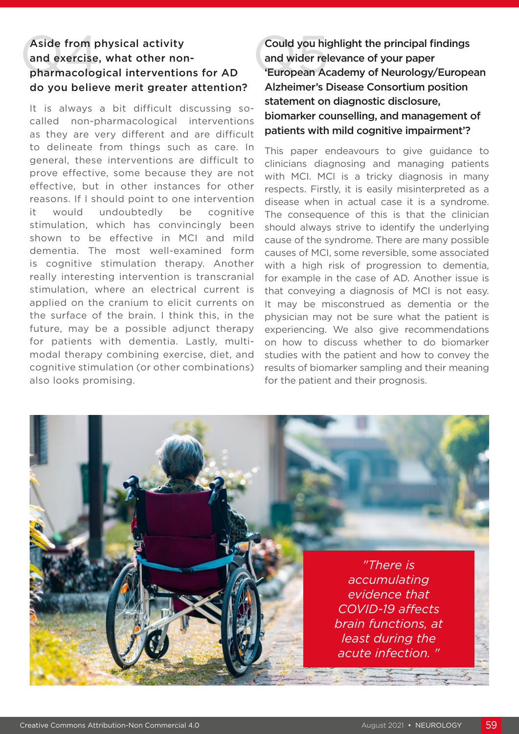### Q4 Aside from physical activity and exercise, what other non-pharmacological interventions for AD do you believe merit greater attention?

It is always a bit difficult discussing so-called non-pharmacological interventions as they are very different and are difficult to delineate from things such as care. In general, these interventions are difficult to prove effective, some because they are not effective, but in other instances for other reasons. If I should point to one intervention it would undoubtedly be cognitive stimulation, which has convincingly been shown to be effective in MCI and mild dementia. The most well-examined form is cognitive stimulation therapy. Another really interesting intervention is transcranial stimulation, where an electrical current is applied on the cranium to elicit currents on the surface of the brain. I think this, in the future, may be a possible adjunct therapy for patients with dementia. Lastly, multi-modal therapy combining exercise, diet, and cognitive stimulation (or other combinations) also looks promising.

### Q5 Could you highlight the principal findings and wider relevance of your paper 'European Academy of Neurology/European Alzheimer's Disease Consortium position statement on diagnostic disclosure, biomarker counselling, and management of patients with mild cognitive impairment'?

This paper endeavours to give guidance to clinicians diagnosing and managing patients with MCI. MCI is a tricky diagnosis in many respects. Firstly, it is easily misinterpreted as a disease when in actual case it is a syndrome. The consequence of this is that the clinician should always strive to identify the underlying cause of the syndrome. There are many possible causes of MCI, some reversible, some associated with a high risk of progression to dementia, for example in the case of AD. Another issue is that conveying a diagnosis of MCI is not easy. It may be misconstrued as dementia or the physician may not be sure what the patient is experiencing. We also give recommendations on how to discuss whether to do biomarker studies with the patient and how to convey the results of biomarker sampling and their meaning for the patient and their prognosis.

*"There is accumulating evidence that COVID-19 affects brain functions, at least during the acute infection."*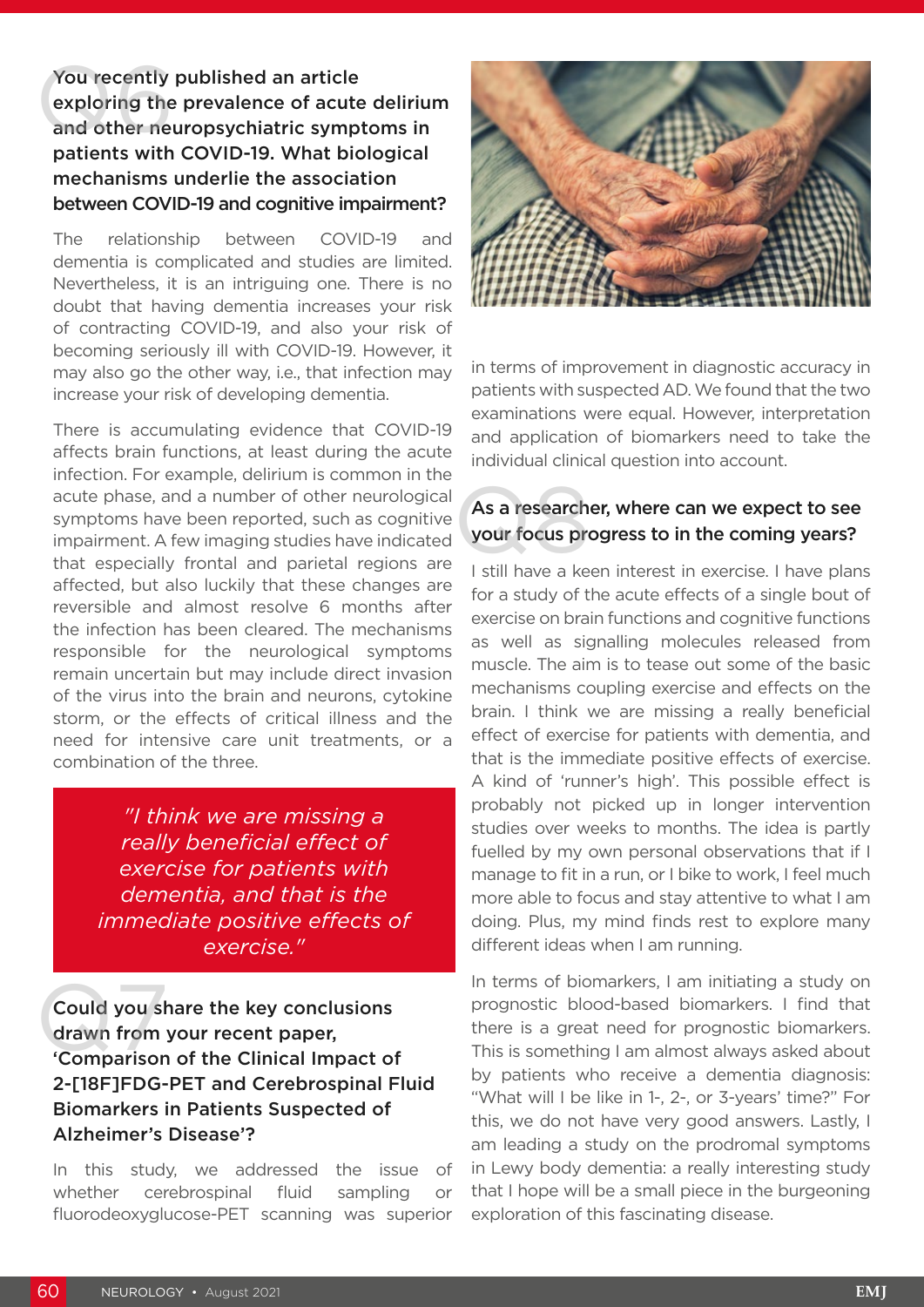## Q6 You recently published an article exploring the prevalence of acute delirium and other neuropsychiatric symptoms in patients with COVID-19. What biological mechanisms underlie the association between COVID-19 and cognitive impairment?

The relationship between COVID-19 and dementia is complicated and studies are limited. Nevertheless, it is an intriguing one. There is no doubt that having dementia increases your risk of contracting COVID-19, and also your risk of becoming seriously ill with COVID-19. However, it may also go the other way, i.e., that infection may increase your risk of developing dementia.

There is accumulating evidence that COVID-19 affects brain functions, at least during the acute infection. For example, delirium is common in the acute phase, and a number of other neurological symptoms have been reported, such as cognitive impairment. A few imaging studies have indicated that especially frontal and parietal regions are affected, but also luckily that these changes are reversible and almost resolve 6 months after the infection has been cleared. The mechanisms responsible for the neurological symptoms remain uncertain but may include direct invasion of the virus into the brain and neurons, cytokine storm, or the effects of critical illness and the need for intensive care unit treatments, or a combination of the three.

> *"I think we are missing a really beneficial effect of exercise for patients with dementia, and that is the immediate positive effects of exercise."*

## Q7 Could you share the key conclusions drawn from your recent paper, 'Comparison of the Clinical Impact of 2-[18F]FDG-PET and Cerebrospinal Fluid Biomarkers in Patients Suspected of Alzheimer's Disease'?

In this study, we addressed the issue of whether cerebrospinal fluid sampling or fluorodeoxyglucose-PET scanning was superior in terms of improvement in diagnostic accuracy in patients with suspected AD. We found that the two examinations were equal. However, interpretation and application of biomarkers need to take the individual clinical question into account.

## Q8 As a researcher, where can we expect to see your focus progress to in the coming years?

I still have a keen interest in exercise. I have plans for a study of the acute effects of a single bout of exercise on brain functions and cognitive functions as well as signalling molecules released from muscle. The aim is to tease out some of the basic mechanisms coupling exercise and effects on the brain. I think we are missing a really beneficial effect of exercise for patients with dementia, and that is the immediate positive effects of exercise. A kind of 'runner's high'. This possible effect is probably not picked up in longer intervention studies over weeks to months. The idea is partly fuelled by my own personal observations that if I manage to fit in a run, or I bike to work, I feel much more able to focus and stay attentive to what I am doing. Plus, my mind finds rest to explore many different ideas when I am running.

In terms of biomarkers, I am initiating a study on prognostic blood-based biomarkers. I find that there is a great need for prognostic biomarkers. This is something I am almost always asked about by patients who receive a dementia diagnosis: "What will I be like in 1-, 2-, or 3-years' time?" For this, we do not have very good answers. Lastly, I am leading a study on the prodromal symptoms in Lewy body dementia: a really interesting study that I hope will be a small piece in the burgeoning exploration of this fascinating disease.